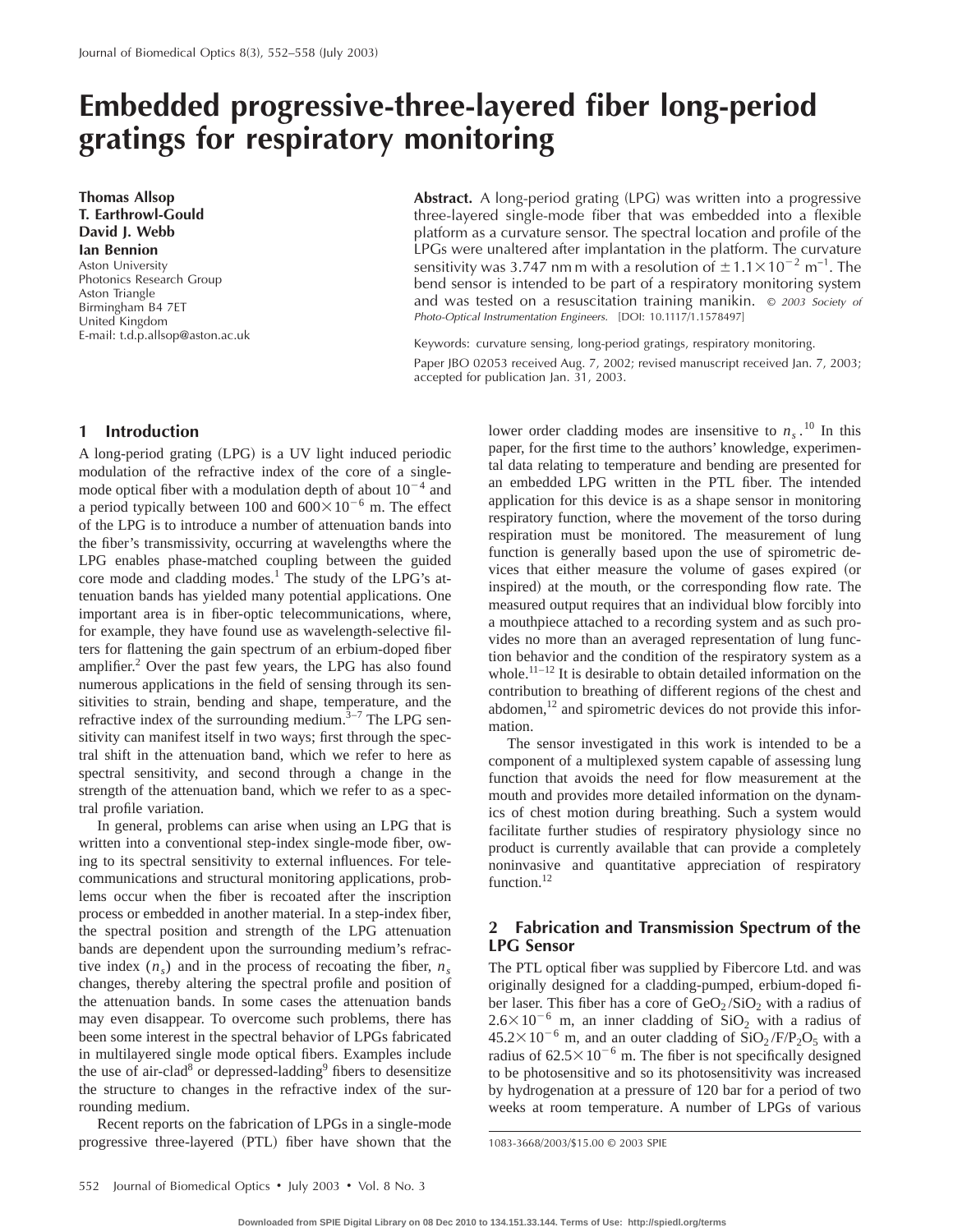# Embedded progressive-three-layered fiber long-period gratings for respiratory monitoring

**Thomas Allsop**
**T. Earthrowl-Gould**
**David J. Webb**
**Ian Bennion**
Aston University
Photonics Research Group
Aston Triangle
Birmingham B4 7ET
United Kingdom
E-mail: t.d.p.allsop@aston.ac.uk

**Abstract.** A long-period grating (LPG) was written into a progressive three-layered single-mode fiber that was embedded into a flexible platform as a curvature sensor. The spectral location and profile of the LPGs were unaltered after implantation in the platform. The curvature sensitivity was 3.747 nm m with a resolution of $\pm 1.1 \times 10^{-2}$ m$^{-1}$. The bend sensor is intended to be part of a respiratory monitoring system and was tested on a resuscitation training manikin. © 2003 Society of Photo-Optical Instrumentation Engineers. [DOI: 10.1117/1.1578497]

Keywords: curvature sensing, long-period gratings, respiratory monitoring.

Paper JBO 02053 received Aug. 7, 2002; revised manuscript received Jan. 7, 2003; accepted for publication Jan. 31, 2003.

## 1 Introduction

A long-period grating (LPG) is a UV light induced periodic modulation of the refractive index of the core of a single-mode optical fiber with a modulation depth of about $10^{-4}$ and a period typically between 100 and $600 \times 10^{-6}$ m. The effect of the LPG is to introduce a number of attenuation bands into the fiber's transmissivity, occurring at wavelengths where the LPG enables phase-matched coupling between the guided core mode and cladding modes.[1] The study of the LPG's attenuation bands has yielded many potential applications. One important area is in fiber-optic telecommunications, where, for example, they have found use as wavelength-selective filters for flattening the gain spectrum of an erbium-doped fiber amplifier.[2] Over the past few years, the LPG has also found numerous applications in the field of sensing through its sensitivities to strain, bending and shape, temperature, and the refractive index of the surrounding medium.[3–7] The LPG sensitivity can manifest itself in two ways; first through the spectral shift in the attenuation band, which we refer to here as spectral sensitivity, and second through a change in the strength of the attenuation band, which we refer to as a spectral profile variation.

In general, problems can arise when using an LPG that is written into a conventional step-index single-mode fiber, owing to its spectral sensitivity to external influences. For telecommunications and structural monitoring applications, problems occur when the fiber is recoated after the inscription process or embedded in another material. In a step-index fiber, the spectral position and strength of the LPG attenuation bands are dependent upon the surrounding medium's refractive index ($n_s$) and in the process of recoating the fiber, $n_s$ changes, thereby altering the spectral profile and position of the attenuation bands. In some cases the attenuation bands may even disappear. To overcome such problems, there has been some interest in the spectral behavior of LPGs fabricated in multilayered single mode optical fibers. Examples include the use of air-clad[8] or depressed-ladding[9] fibers to desensitize the structure to changes in the refractive index of the surrounding medium.

Recent reports on the fabrication of LPGs in a single-mode progressive three-layered (PTL) fiber have shown that the lower order cladding modes are insensitive to $n_s$.[10] In this paper, for the first time to the authors' knowledge, experimental data relating to temperature and bending are presented for an embedded LPG written in the PTL fiber. The intended application for this device is as a shape sensor in monitoring respiratory function, where the movement of the torso during respiration must be monitored. The measurement of lung function is generally based upon the use of spirometric devices that either measure the volume of gases expired (or inspired) at the mouth, or the corresponding flow rate. The measured output requires that an individual blow forcibly into a mouthpiece attached to a recording system and as such provides no more than an averaged representation of lung function behavior and the condition of the respiratory system as a whole.[11–12] It is desirable to obtain detailed information on the contribution to breathing of different regions of the chest and abdomen,[12] and spirometric devices do not provide this information.

The sensor investigated in this work is intended to be a component of a multiplexed system capable of assessing lung function that avoids the need for flow measurement at the mouth and provides more detailed information on the dynamics of chest motion during breathing. Such a system would facilitate further studies of respiratory physiology since no product is currently available that can provide a completely noninvasive and quantitative appreciation of respiratory function.[12]

## 2 Fabrication and Transmission Spectrum of the LPG Sensor

The PTL optical fiber was supplied by Fibercore Ltd. and was originally designed for a cladding-pumped, erbium-doped fiber laser. This fiber has a core of $GeO_2/SiO_2$ with a radius of $2.6 \times 10^{-6}$ m, an inner cladding of $SiO_2$ with a radius of $45.2 \times 10^{-6}$ m, and an outer cladding of $SiO_2/F/P_2O_5$ with a radius of $62.5 \times 10^{-6}$ m. The fiber is not specifically designed to be photosensitive and so its photosensitivity was increased by hydrogenation at a pressure of 120 bar for a period of two weeks at room temperature. A number of LPGs of various

1083-3668/2003/$15.00 © 2003 SPIE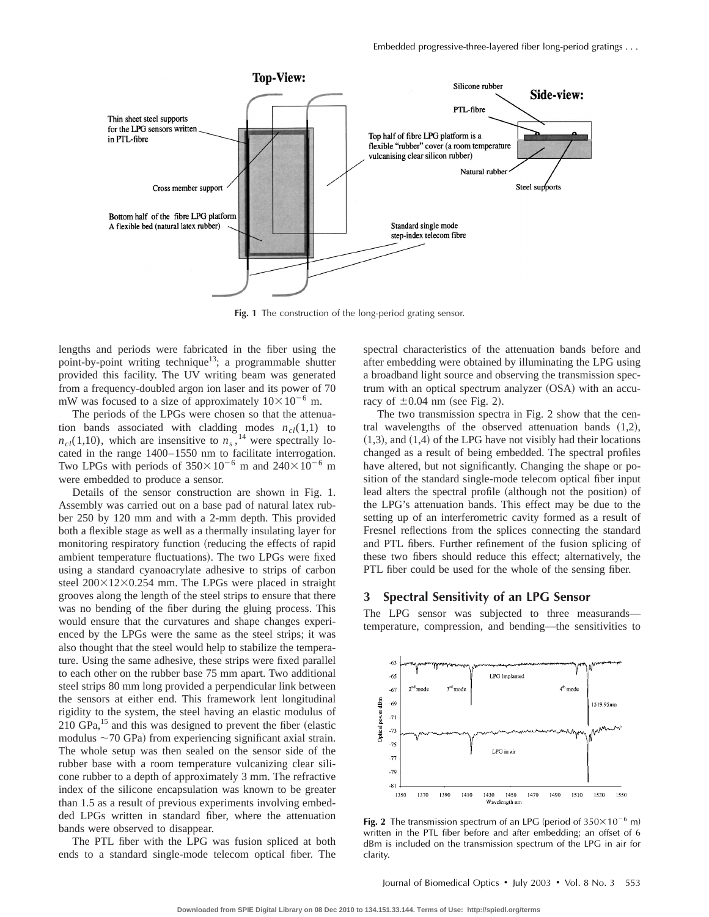**Fig. 1** The construction of the long-period grating sensor.

lengths and periods were fabricated in the fiber using the point-by-point writing technique[13]; a programmable shutter provided this facility. The UV writing beam was generated from a frequency-doubled argon ion laser and its power of 70 mW was focused to a size of approximately $10\times10^{-6}$ m.

The periods of the LPGs were chosen so that the attenuation bands associated with cladding modes $n_{cl}(1,1)$ to $n_{cl}(1,10)$, which are insensitive to $n_s$,[14] were spectrally located in the range 1400–1550 nm to facilitate interrogation. Two LPGs with periods of $350\times10^{-6}$ m and $240\times10^{-6}$ m were embedded to produce a sensor.

Details of the sensor construction are shown in Fig. 1. Assembly was carried out on a base pad of natural latex rubber 250 by 120 mm and with a 2-mm depth. This provided both a flexible stage as well as a thermally insulating layer for monitoring respiratory function (reducing the effects of rapid ambient temperature fluctuations). The two LPGs were fixed using a standard cyanoacrylate adhesive to strips of carbon steel $200\times12\times0.254$ mm. The LPGs were placed in straight grooves along the length of the steel strips to ensure that there was no bending of the fiber during the gluing process. This would ensure that the curvatures and shape changes experienced by the LPGs were the same as the steel strips; it was also thought that the steel would help to stabilize the temperature. Using the same adhesive, these strips were fixed parallel to each other on the rubber base 75 mm apart. Two additional steel strips 80 mm long provided a perpendicular link between the sensors at either end. This framework lent longitudinal rigidity to the system, the steel having an elastic modulus of 210 GPa,[15] and this was designed to prevent the fiber (elastic modulus ~70 GPa) from experiencing significant axial strain. The whole setup was then sealed on the sensor side of the rubber base with a room temperature vulcanizing clear silicone rubber to a depth of approximately 3 mm. The refractive index of the silicone encapsulation was known to be greater than 1.5 as a result of previous experiments involving embedded LPGs written in standard fiber, where the attenuation bands were observed to disappear.

The PTL fiber with the LPG was fusion spliced at both ends to a standard single-mode telecom optical fiber. The spectral characteristics of the attenuation bands before and after embedding were obtained by illuminating the LPG using a broadband light source and observing the transmission spectrum with an optical spectrum analyzer (OSA) with an accuracy of $\pm0.04$ nm (see Fig. 2).

The two transmission spectra in Fig. 2 show that the central wavelengths of the observed attenuation bands (1,2), (1,3), and (1,4) of the LPG have not visibly had their locations changed as a result of being embedded. The spectral profiles have altered, but not significantly. Changing the shape or position of the standard single-mode telecom optical fiber input lead alters the spectral profile (although not the position) of the LPG's attenuation bands. This effect may be due to the setting up of an interferometric cavity formed as a result of Fresnel reflections from the splices connecting the standard and PTL fibers. Further refinement of the fusion splicing of these two fibers should reduce this effect; alternatively, the PTL fiber could be used for the whole of the sensing fiber.

## 3 Spectral Sensitivity of an LPG Sensor

The LPG sensor was subjected to three measurands—temperature, compression, and bending—the sensitivities to

**Fig. 2** The transmission spectrum of an LPG (period of $350\times10^{-6}$ m) written in the PTL fiber before and after embedding; an offset of 6 dBm is included on the transmission spectrum of the LPG in air for clarity.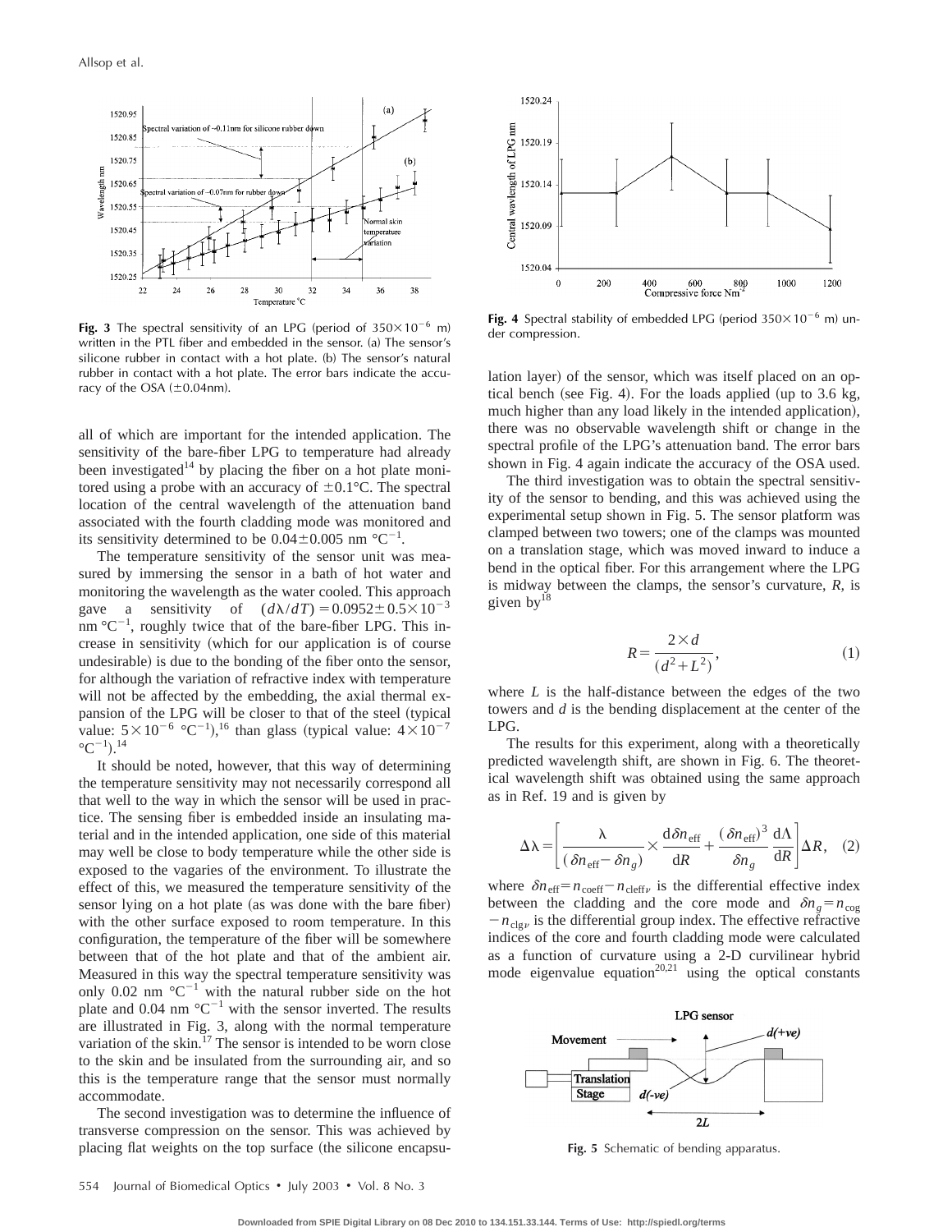**Fig. 3** The spectral sensitivity of an LPG (period of $350\times10^{-6}$ m) written in the PTL fiber and embedded in the sensor. (a) The sensor's silicone rubber in contact with a hot plate. (b) The sensor's natural rubber in contact with a hot plate. The error bars indicate the accuracy of the OSA (±0.04nm).

all of which are important for the intended application. The sensitivity of the bare-fiber LPG to temperature had already been investigated[14] by placing the fiber on a hot plate monitored using a probe with an accuracy of ±0.1°C. The spectral location of the central wavelength of the attenuation band associated with the fourth cladding mode was monitored and its sensitivity determined to be $0.04\pm0.005$ nm °C$^{-1}$.

The temperature sensitivity of the sensor unit was measured by immersing the sensor in a bath of hot water and monitoring the wavelength as the water cooled. This approach gave a sensitivity of $(d\lambda/dT)=0.0952\pm0.5\times10^{-3}$ nm °C$^{-1}$, roughly twice that of the bare-fiber LPG. This increase in sensitivity (which for our application is of course undesirable) is due to the bonding of the fiber onto the sensor, for although the variation of refractive index with temperature will not be affected by the embedding, the axial thermal expansion of the LPG will be closer to that of the steel (typical value: $5\times10^{-6}$ °C$^{-1}$),[16] than glass (typical value: $4\times10^{-7}$ °C$^{-1}$).[14]

It should be noted, however, that this way of determining the temperature sensitivity may not necessarily correspond all that well to the way in which the sensor will be used in practice. The sensing fiber is embedded inside an insulating material and in the intended application, one side of this material may well be close to body temperature while the other side is exposed to the vagaries of the environment. To illustrate the effect of this, we measured the temperature sensitivity of the sensor lying on a hot plate (as was done with the bare fiber) with the other surface exposed to room temperature. In this configuration, the temperature of the fiber will be somewhere between that of the hot plate and that of the ambient air. Measured in this way the spectral temperature sensitivity was only 0.02 nm °C$^{-1}$ with the natural rubber side on the hot plate and 0.04 nm °C$^{-1}$ with the sensor inverted. The results are illustrated in Fig. 3, along with the normal temperature variation of the skin.[17] The sensor is intended to be worn close to the skin and be insulated from the surrounding air, and so this is the temperature range that the sensor must normally accommodate.

The second investigation was to determine the influence of transverse compression on the sensor. This was achieved by placing flat weights on the top surface (the silicone encapsulation layer) of the sensor, which was itself placed on an optical bench (see Fig. 4). For the loads applied (up to 3.6 kg, much higher than any load likely in the intended application), there was no observable wavelength shift or change in the spectral profile of the LPG's attenuation band. The error bars shown in Fig. 4 again indicate the accuracy of the OSA used.

**Fig. 4** Spectral stability of embedded LPG (period $350\times10^{-6}$ m) under compression.

The third investigation was to obtain the spectral sensitivity of the sensor to bending, and this was achieved using the experimental setup shown in Fig. 5. The sensor platform was clamped between two towers; one of the clamps was mounted on a translation stage, which was moved inward to induce a bend in the optical fiber. For this arrangement where the LPG is midway between the clamps, the sensor's curvature, $R$, is given by[18]

$$R=\frac{2\times d}{(d^2+L^2)},\tag{1}$$

where $L$ is the half-distance between the edges of the two towers and $d$ is the bending displacement at the center of the LPG.

The results for this experiment, along with a theoretically predicted wavelength shift, are shown in Fig. 6. The theoretical wavelength shift was obtained using the same approach as in Ref. 19 and is given by

$$\Delta\lambda=\left[\frac{\lambda}{(\delta n_{\mathrm{eff}}-\delta n_g)}\times\frac{\mathrm{d}\delta n_{\mathrm{eff}}}{\mathrm{d}R}+\frac{(\delta n_{\mathrm{eff}})^3}{\delta n_g}\frac{\mathrm{d}\Lambda}{\mathrm{d}R}\right]\Delta R,\tag{2}$$

where $\delta n_{\mathrm{eff}}=n_{\mathrm{coeff}}-n_{\mathrm{cleff}\nu}$ is the differential effective index between the cladding and the core mode and $\delta n_g=n_{\mathrm{cog}}-n_{\mathrm{clg}\nu}$ is the differential group index. The effective refractive indices of the core and fourth cladding mode were calculated as a function of curvature using a 2-D curvilinear hybrid mode eigenvalue equation[20,21] using the optical constants

**Fig. 5** Schematic of bending apparatus.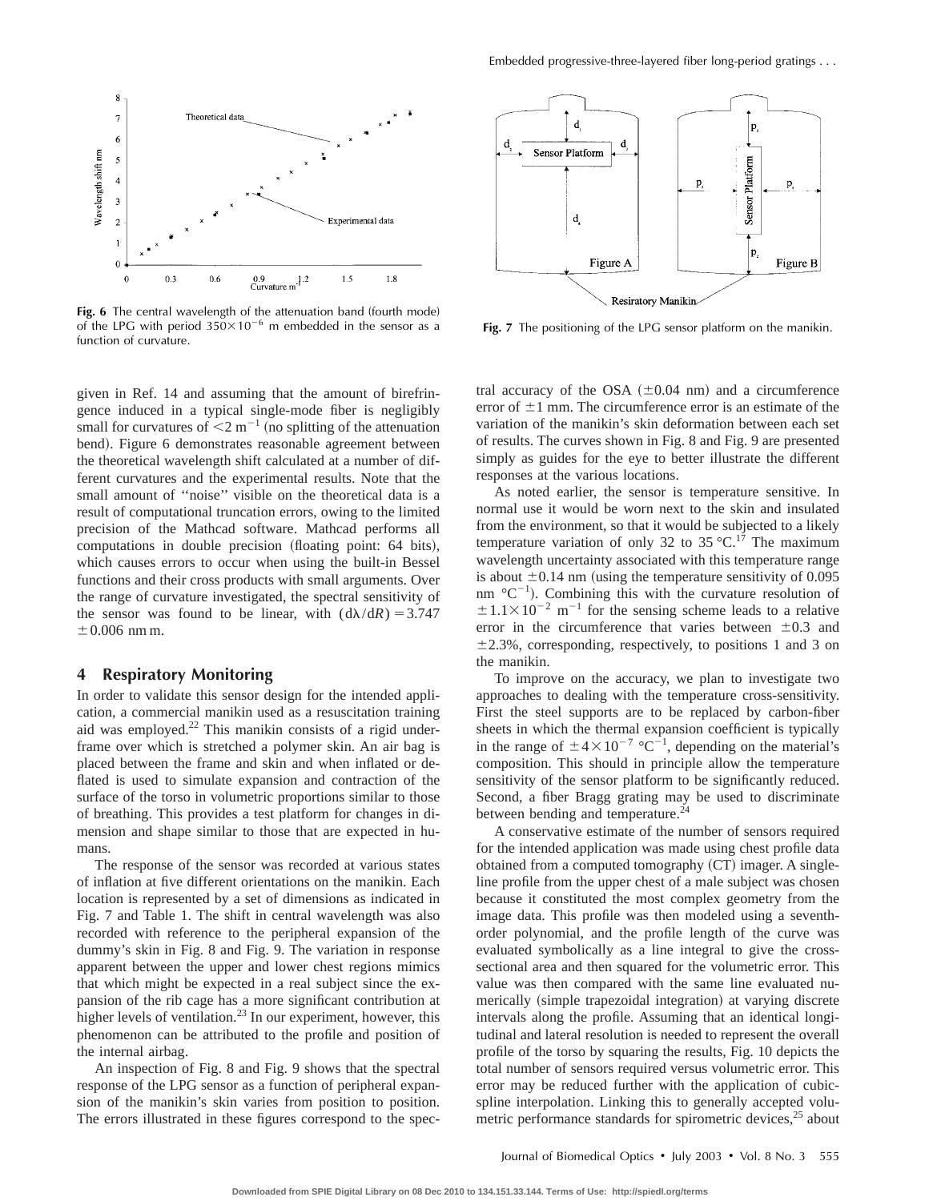**Fig. 6** The central wavelength of the attenuation band (fourth mode) of the LPG with period $350 \times 10^{-6}$ m embedded in the sensor as a function of curvature.

**Fig. 7** The positioning of the LPG sensor platform on the manikin.

given in Ref. 14 and assuming that the amount of birefringence induced in a typical single-mode fiber is negligibly small for curvatures of $<2\ \mathrm{m}^{-1}$ (no splitting of the attenuation bend). Figure 6 demonstrates reasonable agreement between the theoretical wavelength shift calculated at a number of different curvatures and the experimental results. Note that the small amount of "noise" visible on the theoretical data is a result of computational truncation errors, owing to the limited precision of the Mathcad software. Mathcad performs all computations in double precision (floating point: 64 bits), which causes errors to occur when using the built-in Bessel functions and their cross products with small arguments. Over the range of curvature investigated, the spectral sensitivity of the sensor was found to be linear, with $(d\lambda/dR) = 3.747 \pm 0.006$ nm m.

## 4 Respiratory Monitoring

In order to validate this sensor design for the intended application, a commercial manikin used as a resuscitation training aid was employed.[22] This manikin consists of a rigid underframe over which is stretched a polymer skin. An air bag is placed between the frame and skin and when inflated or deflated is used to simulate expansion and contraction of the surface of the torso in volumetric proportions similar to those of breathing. This provides a test platform for changes in dimension and shape similar to those that are expected in humans.

The response of the sensor was recorded at various states of inflation at five different orientations on the manikin. Each location is represented by a set of dimensions as indicated in Fig. 7 and Table 1. The shift in central wavelength was also recorded with reference to the peripheral expansion of the dummy's skin in Fig. 8 and Fig. 9. The variation in response apparent between the upper and lower chest regions mimics that which might be expected in a real subject since the expansion of the rib cage has a more significant contribution at higher levels of ventilation.[23] In our experiment, however, this phenomenon can be attributed to the profile and position of the internal airbag.

An inspection of Fig. 8 and Fig. 9 shows that the spectral response of the LPG sensor as a function of peripheral expansion of the manikin's skin varies from position to position. The errors illustrated in these figures correspond to the spectral accuracy of the OSA ($\pm 0.04$ nm) and a circumference error of $\pm 1$ mm. The circumference error is an estimate of the variation of the manikin's skin deformation between each set of results. The curves shown in Fig. 8 and Fig. 9 are presented simply as guides for the eye to better illustrate the different responses at the various locations.

As noted earlier, the sensor is temperature sensitive. In normal use it would be worn next to the skin and insulated from the environment, so that it would be subjected to a likely temperature variation of only 32 to 35 °C.[17] The maximum wavelength uncertainty associated with this temperature range is about $\pm 0.14$ nm (using the temperature sensitivity of 0.095 nm $°\mathrm{C}^{-1}$). Combining this with the curvature resolution of $\pm 1.1 \times 10^{-2}\ \mathrm{m}^{-1}$ for the sensing scheme leads to a relative error in the circumference that varies between $\pm 0.3$ and $\pm 2.3\%$, corresponding, respectively, to positions 1 and 3 on the manikin.

To improve on the accuracy, we plan to investigate two approaches to dealing with the temperature cross-sensitivity. First the steel supports are to be replaced by carbon-fiber sheets in which the thermal expansion coefficient is typically in the range of $\pm 4 \times 10^{-7}\ °\mathrm{C}^{-1}$, depending on the material's composition. This should in principle allow the temperature sensitivity of the sensor platform to be significantly reduced. Second, a fiber Bragg grating may be used to discriminate between bending and temperature.[24]

A conservative estimate of the number of sensors required for the intended application was made using chest profile data obtained from a computed tomography (CT) imager. A single-line profile from the upper chest of a male subject was chosen because it constituted the most complex geometry from the image data. This profile was then modeled using a seventh-order polynomial, and the profile length of the curve was evaluated symbolically as a line integral to give the cross-sectional area and then squared for the volumetric error. This value was then compared with the same line evaluated numerically (simple trapezoidal integration) at varying discrete intervals along the profile. Assuming that an identical longitudinal and lateral resolution is needed to represent the overall profile of the torso by squaring the results, Fig. 10 depicts the total number of sensors required versus volumetric error. This error may be reduced further with the application of cubic-spline interpolation. Linking this to generally accepted volumetric performance standards for spirometric devices,[25] about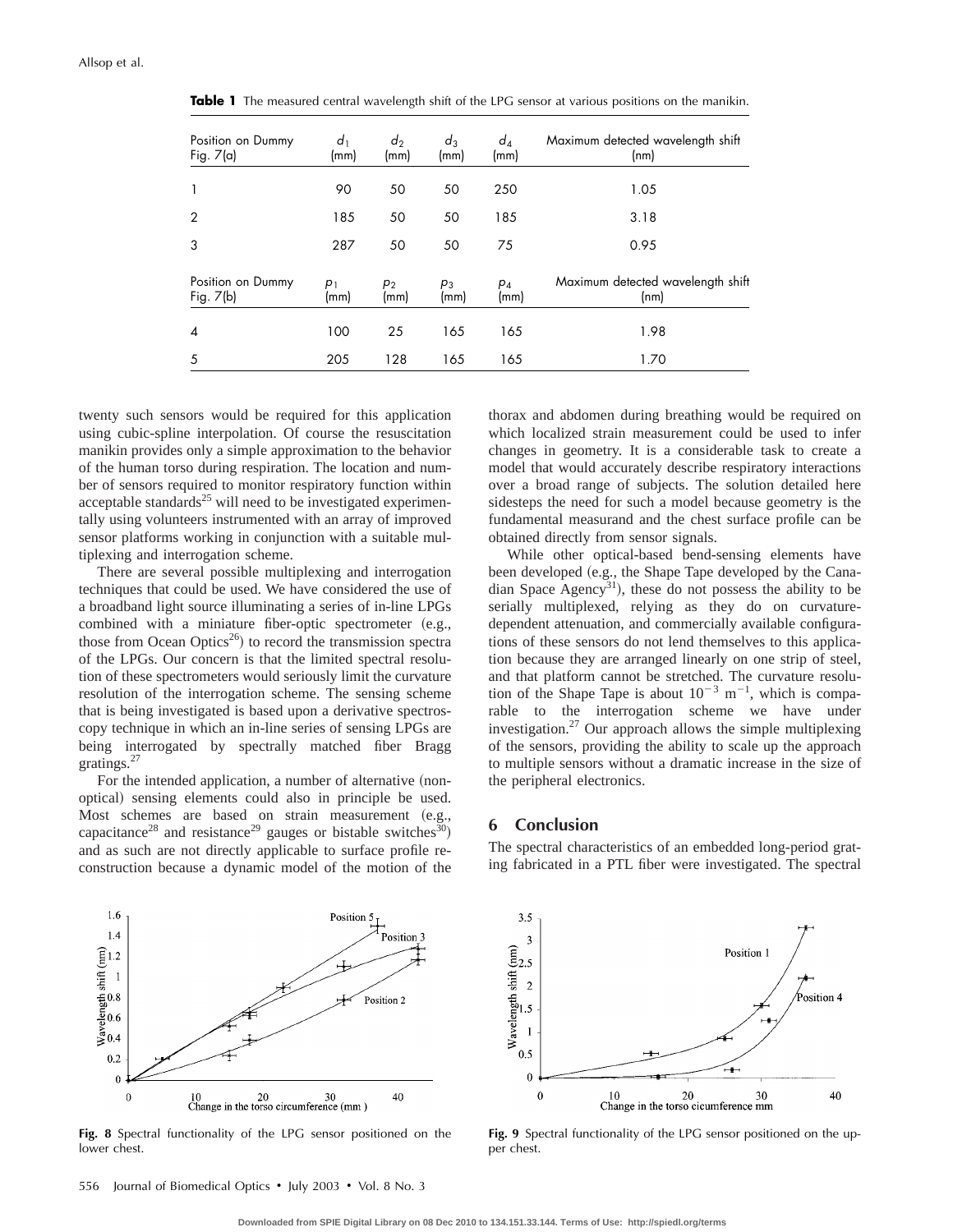**Table 1** The measured central wavelength shift of the LPG sensor at various positions on the manikin.

| Position on Dummy Fig. 7(a) | $d_1$ (mm) | $d_2$ (mm) | $d_3$ (mm) | $d_4$ (mm) | Maximum detected wavelength shift (nm) |
|---|---|---|---|---|---|
| 1 | 90 | 50 | 50 | 250 | 1.05 |
| 2 | 185 | 50 | 50 | 185 | 3.18 |
| 3 | 287 | 50 | 50 | 75 | 0.95 |
| **Position on Dummy Fig. 7(b)** | $p_1$ (mm) | $p_2$ (mm) | $p_3$ (mm) | $p_4$ (mm) | Maximum detected wavelength shift (nm) |
| 4 | 100 | 25 | 165 | 165 | 1.98 |
| 5 | 205 | 128 | 165 | 165 | 1.70 |

twenty such sensors would be required for this application using cubic-spline interpolation. Of course the resuscitation manikin provides only a simple approximation to the behavior of the human torso during respiration. The location and number of sensors required to monitor respiratory function within acceptable standards[25] will need to be investigated experimentally using volunteers instrumented with an array of improved sensor platforms working in conjunction with a suitable multiplexing and interrogation scheme.

There are several possible multiplexing and interrogation techniques that could be used. We have considered the use of a broadband light source illuminating a series of in-line LPGs combined with a miniature fiber-optic spectrometer (e.g., those from Ocean Optics[26]) to record the transmission spectra of the LPGs. Our concern is that the limited spectral resolution of these spectrometers would seriously limit the curvature resolution of the interrogation scheme. The sensing scheme that is being investigated is based upon a derivative spectroscopy technique in which an in-line series of sensing LPGs are being interrogated by spectrally matched fiber Bragg gratings.[27]

For the intended application, a number of alternative (non-optical) sensing elements could also in principle be used. Most schemes are based on strain measurement (e.g., capacitance[28] and resistance[29] gauges or bistable switches[30]) and as such are not directly applicable to surface profile reconstruction because a dynamic model of the motion of the thorax and abdomen during breathing would be required on which localized strain measurement could be used to infer changes in geometry. It is a considerable task to create a model that would accurately describe respiratory interactions over a broad range of subjects. The solution detailed here sidesteps the need for such a model because geometry is the fundamental measurand and the chest surface profile can be obtained directly from sensor signals.

While other optical-based bend-sensing elements have been developed (e.g., the Shape Tape developed by the Canadian Space Agency[31]), these do not possess the ability to be serially multiplexed, relying as they do on curvature-dependent attenuation, and commercially available configurations of these sensors do not lend themselves to this application because they are arranged linearly on one strip of steel, and that platform cannot be stretched. The curvature resolution of the Shape Tape is about $10^{-3}\ \mathrm{m}^{-1}$, which is comparable to the interrogation scheme we have under investigation.[27] Our approach allows the simple multiplexing of the sensors, providing the ability to scale up the approach to multiple sensors without a dramatic increase in the size of the peripheral electronics.

## 6 Conclusion

The spectral characteristics of an embedded long-period grating fabricated in a PTL fiber were investigated. The spectral

**Fig. 8** Spectral functionality of the LPG sensor positioned on the lower chest.

**Fig. 9** Spectral functionality of the LPG sensor positioned on the upper chest.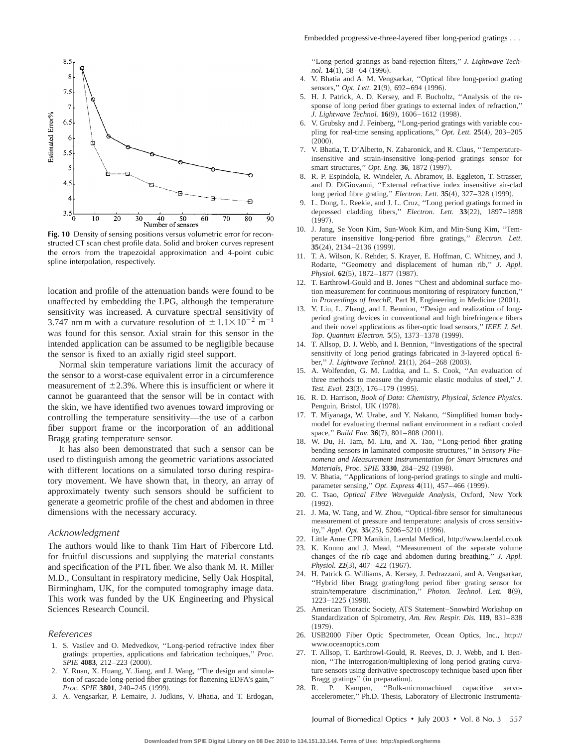**Fig. 10** Density of sensing positions versus volumetric error for reconstructed CT scan chest profile data. Solid and broken curves represent the errors from the trapezoidal approximation and 4-point cubic spline interpolation, respectively.

location and profile of the attenuation bands were found to be unaffected by embedding the LPG, although the temperature sensitivity was increased. A curvature spectral sensitivity of 3.747 nm m with a curvature resolution of $\pm 1.1 \times 10^{-2}\ \mathrm{m}^{-1}$ was found for this sensor. Axial strain for this sensor in the intended application can be assumed to be negligible because the sensor is fixed to an axially rigid steel support.

Normal skin temperature variations limit the accuracy of the sensor to a worst-case equivalent error in a circumference measurement of $\pm 2.3\%$. Where this is insufficient or where it cannot be guaranteed that the sensor will be in contact with the skin, we have identified two avenues toward improving or controlling the temperature sensitivity—the use of a carbon fiber support frame or the incorporation of an additional Bragg grating temperature sensor.

It has also been demonstrated that such a sensor can be used to distinguish among the geometric variations associated with different locations on a simulated torso during respiratory movement. We have shown that, in theory, an array of approximately twenty such sensors should be sufficient to generate a geometric profile of the chest and abdomen in three dimensions with the necessary accuracy.

## Acknowledgment

The authors would like to thank Tim Hart of Fibercore Ltd. for fruitful discussions and supplying the material constants and specification of the PTL fiber. We also thank M. R. Miller M.D., Consultant in respiratory medicine, Selly Oak Hospital, Birmingham, UK, for the computed tomography image data. This work was funded by the UK Engineering and Physical Sciences Research Council.

## References

1. S. Vasilev and O. Medvedkov, ''Long-period refractive index fiber gratings: properties, applications and fabrication techniques,'' *Proc. SPIE* **4083**, 212–223 (2000).
2. Y. Ruan, X. Huang, Y. Jiang, and J. Wang, ''The design and simulation of cascade long-period fiber gratings for flattening EDFA's gain,'' *Proc. SPIE* **3801**, 240–245 (1999).
3. A. Vengsarkar, P. Lemaire, J. Judkins, V. Bhatia, and T. Erdogan, ''Long-period gratings as band-rejection filters,'' *J. Lightwave Technol.* **14**(1), 58–64 (1996).
4. V. Bhatia and A. M. Vengsarkar, ''Optical fibre long-period grating sensors,'' *Opt. Lett.* **21**(9), 692–694 (1996).
5. H. J. Patrick, A. D. Kersey, and F. Bucholtz, ''Analysis of the response of long period fiber gratings to external index of refraction,'' *J. Lightwave Technol.* **16**(9), 1606–1612 (1998).
6. V. Grubsky and J. Feinberg, ''Long-period gratings with variable coupling for real-time sensing applications,'' *Opt. Lett.* **25**(4), 203–205 (2000).
7. V. Bhatia, T. D'Alberto, N. Zabaronick, and R. Claus, ''Temperature-insensitive and strain-insensitive long-period gratings sensor for smart structures,'' *Opt. Eng.* **36**, 1872 (1997).
8. R. P. Espindola, R. Windeler, A. Abramov, B. Eggleton, T. Strasser, and D. DiGiovanni, ''External refractive index insensitive air-clad long period fibre grating,'' *Electron. Lett.* **35**(4), 327–328 (1999).
9. L. Dong, L. Reekie, and J. L. Cruz, ''Long period gratings formed in depressed cladding fibers,'' *Electron. Lett.* **33**(22), 1897–1898 (1997).
10. J. Jang, Se Yoon Kim, Sun-Wook Kim, and Min-Sung Kim, ''Temperature insensitive long-period fibre gratings,'' *Electron. Lett.* **35**(24), 2134–2136 (1999).
11. T. A. Wilson, K. Rehder, S. Krayer, E. Hoffman, C. Whitney, and J. Rodarte, ''Geometry and displacement of human rib,'' *J. Appl. Physiol.* **62**(5), 1872–1877 (1987).
12. T. Earthrowl-Gould and B. Jones ''Chest and abdominal surface motion measurement for continuous monitoring of respiratory function,'' in *Proceedings of ImechE*, Part H, Engineering in Medicine (2001).
13. Y. Liu, L. Zhang, and I. Bennion, ''Design and realization of long-period grating devices in conventional and high birefringence fibers and their novel applications as fiber-optic load sensors,'' *IEEE J. Sel. Top. Quantum Electron.* **5**(5), 1373–1378 (1999).
14. T. Allsop, D. J. Webb, and I. Bennion, ''Investigations of the spectral sensitivity of long period gratings fabricated in 3-layered optical fiber,'' *J. Lightwave Technol.* **21**(1), 264–268 (2003).
15. A. Wolfenden, G. M. Ludtka, and L. S. Cook, ''An evaluation of three methods to measure the dynamic elastic modulus of steel,'' *J. Test. Eval.* **23**(3), 176–179 (1995).
16. R. D. Harrison, *Book of Data: Chemistry, Physical, Science Physics*. Penguin, Bristol, UK (1978).
17. T. Miyanaga, W. Urabe, and Y. Nakano, ''Simplified human body-model for evaluating thermal radiant environment in a radiant cooled space,'' *Build Env.* **36**(7), 801–808 (2001).
18. W. Du, H. Tam, M. Liu, and X. Tao, ''Long-period fiber grating bending sensors in laminated composite structures,'' in *Sensory Phenomena and Measurement Instrumentation for Smart Structures and Materials*, *Proc. SPIE* **3330**, 284–292 (1998).
19. V. Bhatia, ''Applications of long-period gratings to single and multi-parameter sensing,'' *Opt. Express* **4**(11), 457–466 (1999).
20. C. Tsao, *Optical Fibre Waveguide Analysis*, Oxford, New York (1992).
21. J. Ma, W. Tang, and W. Zhou, ''Optical-fibre sensor for simultaneous measurement of pressure and temperature: analysis of cross sensitivity,'' *Appl. Opt.* **35**(25), 5206–5210 (1996).
22. Little Anne CPR Manikin, Laerdal Medical, http://www.laerdal.co.uk
23. K. Konno and J. Mead, ''Measurement of the separate volume changes of the rib cage and abdomen during breathing,'' *J. Appl. Physiol.* **22**(3), 407–422 (1967).
24. H. Patrick G. Williams, A. Kersey, J. Pedrazzani, and A. Vengsarkar, ''Hybrid fiber Bragg grating/long period fiber grating sensor for strain/temperature discrimination,'' *Photon. Technol. Lett.* **8**(9), 1223–1225 (1998).
25. American Thoracic Society, ATS Statement–Snowbird Workshop on Standardization of Spirometry, *Am. Rev. Respir. Dis.* **119**, 831–838 (1979).
26. USB2000 Fiber Optic Spectrometer, Ocean Optics, Inc., http://www.oceanoptics.com
27. T. Allsop, T. Earthrowl-Gould, R. Reeves, D. J. Webb, and I. Bennion, ''The interrogation/multiplexing of long period grating curvature sensors using derivative spectroscopy technique based upon fiber Bragg gratings'' (in preparation).
28. R. P. Kampen, ''Bulk-micromachined capacitive servo-accelerometer,'' Ph.D. Thesis, Laboratory of Electronic Instrumenta-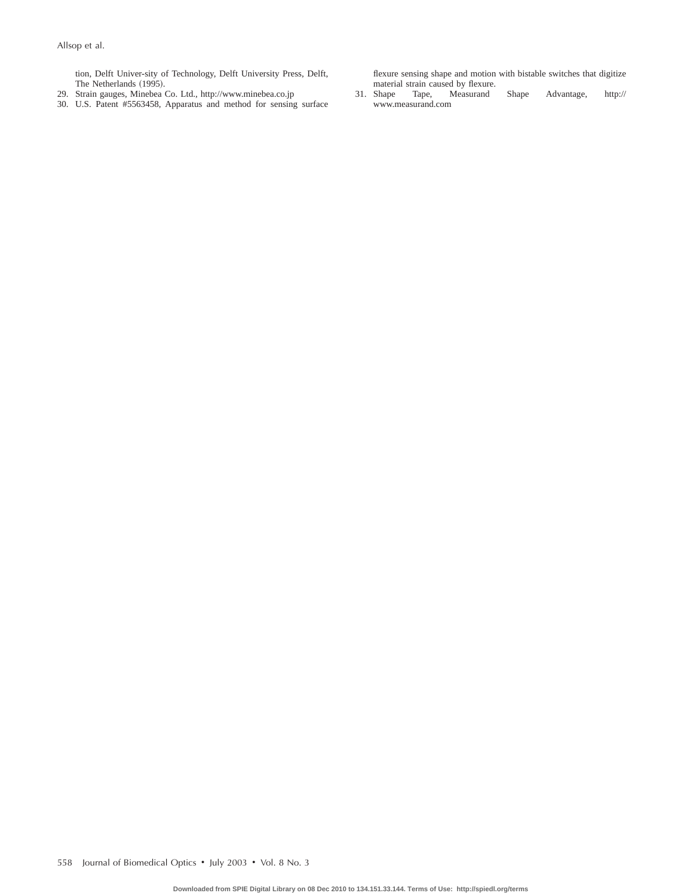tion, Delft Univer-sity of Technology, Delft University Press, Delft, The Netherlands (1995).

29. Strain gauges, Minebea Co. Ltd., http://www.minebea.co.jp
30. U.S. Patent #5563458, Apparatus and method for sensing surface flexure sensing shape and motion with bistable switches that digitize material strain caused by flexure.
31. Shape Tape, Measurand Shape Advantage, http://www.measurand.com